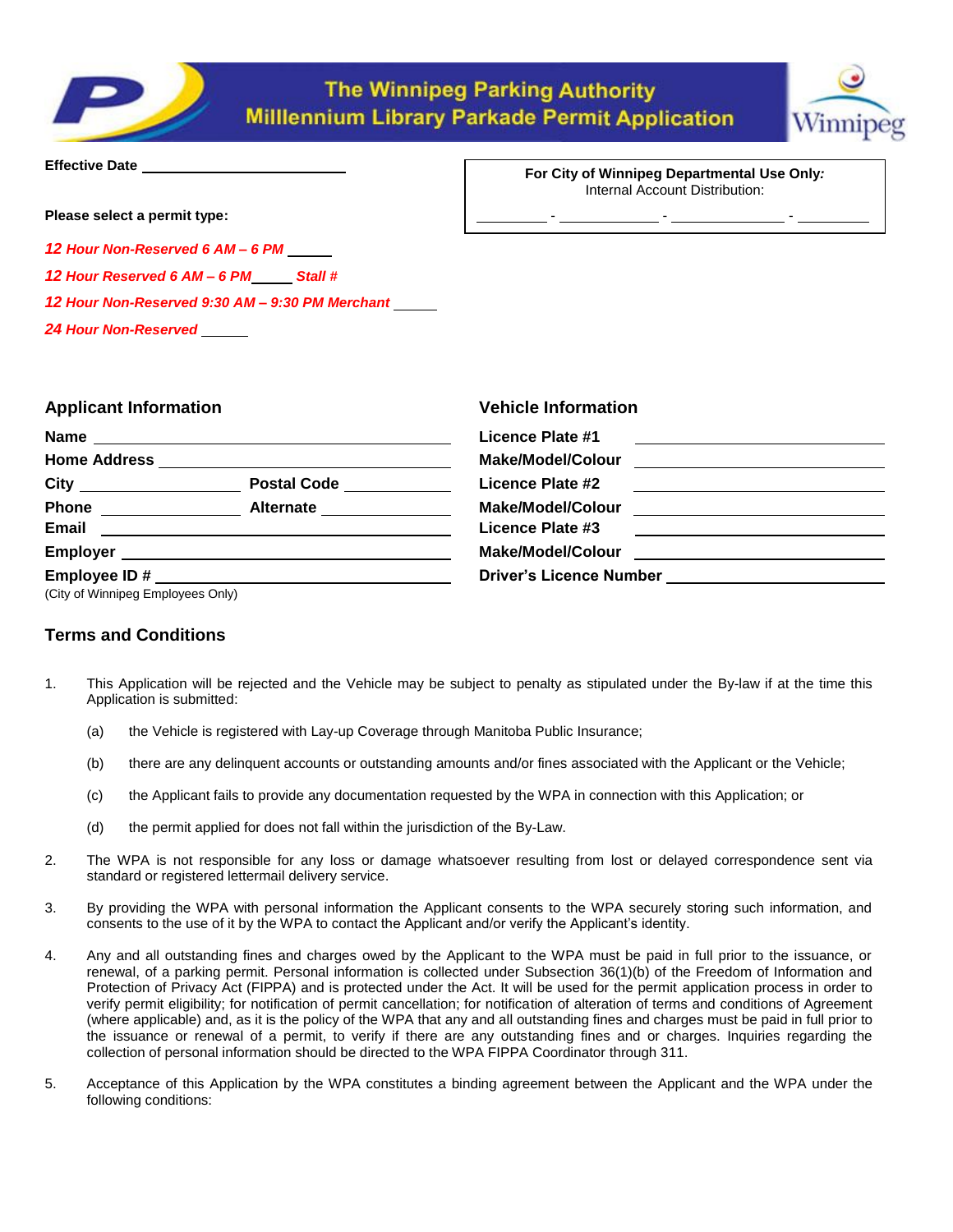# The Winnipeg Parking Authority
## Millennium Library Parkade Permit Application

**Effective Date** ______________________

**For City of Winnipeg Departmental Use Only:**
Internal Account Distribution:
________ - ____________ - ____________ - ________

**Please select a permit type:**

*12 Hour Non-Reserved 6 AM – 6 PM* _____

*12 Hour Reserved 6 AM – 6 PM* _____ *Stall #*

*12 Hour Non-Reserved 9:30 AM – 9:30 PM Merchant* _____

*24 Hour Non-Reserved* _____

### Applicant Information

**Name** ______________________

**Home Address** ______________________

**City** ______________ **Postal Code** ______________

**Phone** ______________ **Alternate** ______________

**Email** ______________________

**Employer** ______________________

**Employee ID #** ______________________
(City of Winnipeg Employees Only)

### Vehicle Information

**Licence Plate #1** ______________________

**Make/Model/Colour** ______________________

**Licence Plate #2** ______________________

**Make/Model/Colour** ______________________

**Licence Plate #3** ______________________

**Make/Model/Colour** ______________________

**Driver's Licence Number** ______________________

### Terms and Conditions

1. This Application will be rejected and the Vehicle may be subject to penalty as stipulated under the By-law if at the time this Application is submitted:

   (a) the Vehicle is registered with Lay-up Coverage through Manitoba Public Insurance;

   (b) there are any delinquent accounts or outstanding amounts and/or fines associated with the Applicant or the Vehicle;

   (c) the Applicant fails to provide any documentation requested by the WPA in connection with this Application; or

   (d) the permit applied for does not fall within the jurisdiction of the By-Law.

2. The WPA is not responsible for any loss or damage whatsoever resulting from lost or delayed correspondence sent via standard or registered lettermail delivery service.

3. By providing the WPA with personal information the Applicant consents to the WPA securely storing such information, and consents to the use of it by the WPA to contact the Applicant and/or verify the Applicant's identity.

4. Any and all outstanding fines and charges owed by the Applicant to the WPA must be paid in full prior to the issuance, or renewal, of a parking permit. Personal information is collected under Subsection 36(1)(b) of the Freedom of Information and Protection of Privacy Act (FIPPA) and is protected under the Act. It will be used for the permit application process in order to verify permit eligibility; for notification of permit cancellation; for notification of alteration of terms and conditions of Agreement (where applicable) and, as it is the policy of the WPA that any and all outstanding fines and charges must be paid in full prior to the issuance or renewal of a permit, to verify if there are any outstanding fines and or charges. Inquiries regarding the collection of personal information should be directed to the WPA FIPPA Coordinator through 311.

5. Acceptance of this Application by the WPA constitutes a binding agreement between the Applicant and the WPA under the following conditions: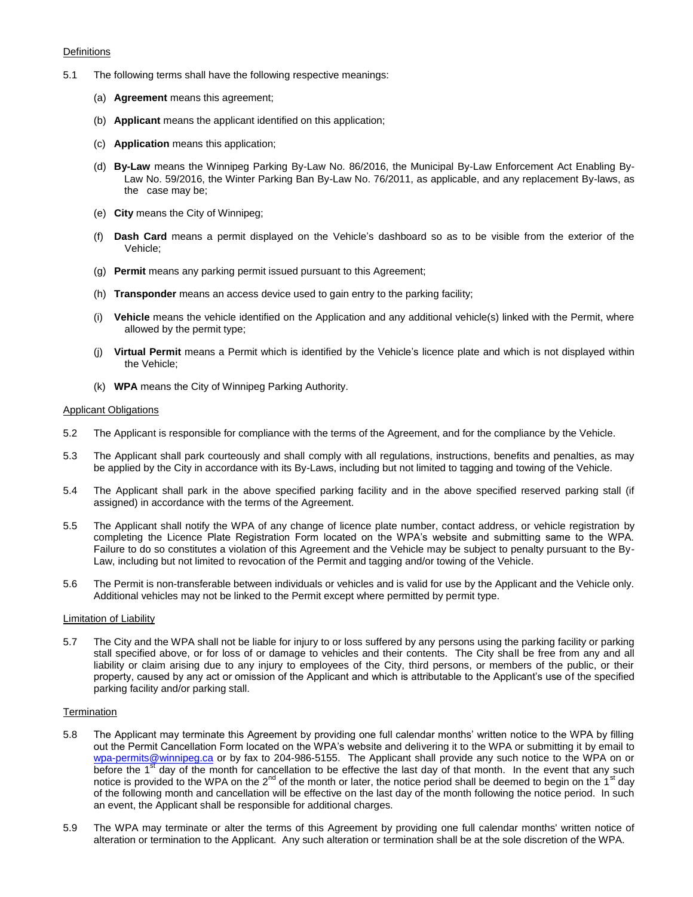Definitions

5.1 The following terms shall have the following respective meanings:

(a) **Agreement** means this agreement;

(b) **Applicant** means the applicant identified on this application;

(c) **Application** means this application;

(d) **By-Law** means the Winnipeg Parking By-Law No. 86/2016, the Municipal By-Law Enforcement Act Enabling By-Law No. 59/2016, the Winter Parking Ban By-Law No. 76/2011, as applicable, and any replacement By-laws, as the case may be;

(e) **City** means the City of Winnipeg;

(f) **Dash Card** means a permit displayed on the Vehicle's dashboard so as to be visible from the exterior of the Vehicle;

(g) **Permit** means any parking permit issued pursuant to this Agreement;

(h) **Transponder** means an access device used to gain entry to the parking facility;

(i) **Vehicle** means the vehicle identified on the Application and any additional vehicle(s) linked with the Permit, where allowed by the permit type;

(j) **Virtual Permit** means a Permit which is identified by the Vehicle's licence plate and which is not displayed within the Vehicle;

(k) **WPA** means the City of Winnipeg Parking Authority.

Applicant Obligations

5.2 The Applicant is responsible for compliance with the terms of the Agreement, and for the compliance by the Vehicle.

5.3 The Applicant shall park courteously and shall comply with all regulations, instructions, benefits and penalties, as may be applied by the City in accordance with its By-Laws, including but not limited to tagging and towing of the Vehicle.

5.4 The Applicant shall park in the above specified parking facility and in the above specified reserved parking stall (if assigned) in accordance with the terms of the Agreement.

5.5 The Applicant shall notify the WPA of any change of licence plate number, contact address, or vehicle registration by completing the Licence Plate Registration Form located on the WPA's website and submitting same to the WPA. Failure to do so constitutes a violation of this Agreement and the Vehicle may be subject to penalty pursuant to the By-Law, including but not limited to revocation of the Permit and tagging and/or towing of the Vehicle.

5.6 The Permit is non-transferable between individuals or vehicles and is valid for use by the Applicant and the Vehicle only. Additional vehicles may not be linked to the Permit except where permitted by permit type.

Limitation of Liability

5.7 The City and the WPA shall not be liable for injury to or loss suffered by any persons using the parking facility or parking stall specified above, or for loss of or damage to vehicles and their contents. The City shall be free from any and all liability or claim arising due to any injury to employees of the City, third persons, or members of the public, or their property, caused by any act or omission of the Applicant and which is attributable to the Applicant's use of the specified parking facility and/or parking stall.

Termination

5.8 The Applicant may terminate this Agreement by providing one full calendar months' written notice to the WPA by filling out the Permit Cancellation Form located on the WPA's website and delivering it to the WPA or submitting it by email to wpa-permits@winnipeg.ca or by fax to 204-986-5155. The Applicant shall provide any such notice to the WPA on or before the 1st day of the month for cancellation to be effective the last day of that month. In the event that any such notice is provided to the WPA on the 2nd of the month or later, the notice period shall be deemed to begin on the 1st day of the following month and cancellation will be effective on the last day of the month following the notice period. In such an event, the Applicant shall be responsible for additional charges.

5.9 The WPA may terminate or alter the terms of this Agreement by providing one full calendar months' written notice of alteration or termination to the Applicant. Any such alteration or termination shall be at the sole discretion of the WPA.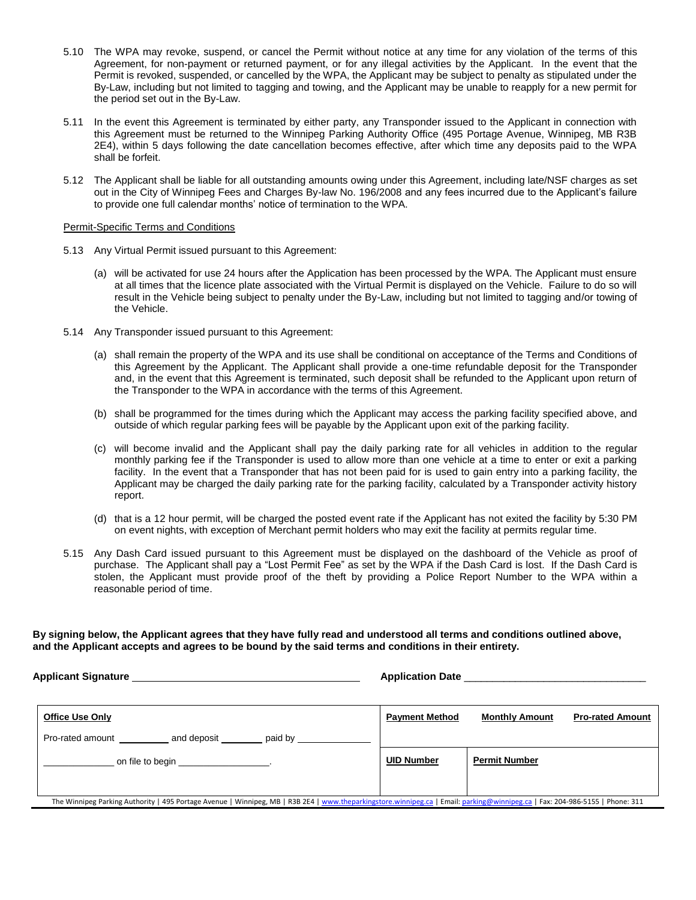5.10 The WPA may revoke, suspend, or cancel the Permit without notice at any time for any violation of the terms of this Agreement, for non-payment or returned payment, or for any illegal activities by the Applicant. In the event that the Permit is revoked, suspended, or cancelled by the WPA, the Applicant may be subject to penalty as stipulated under the By-Law, including but not limited to tagging and towing, and the Applicant may be unable to reapply for a new permit for the period set out in the By-Law.

5.11 In the event this Agreement is terminated by either party, any Transponder issued to the Applicant in connection with this Agreement must be returned to the Winnipeg Parking Authority Office (495 Portage Avenue, Winnipeg, MB R3B 2E4), within 5 days following the date cancellation becomes effective, after which time any deposits paid to the WPA shall be forfeit.

5.12 The Applicant shall be liable for all outstanding amounts owing under this Agreement, including late/NSF charges as set out in the City of Winnipeg Fees and Charges By-law No. 196/2008 and any fees incurred due to the Applicant's failure to provide one full calendar months' notice of termination to the WPA.

Permit-Specific Terms and Conditions

5.13 Any Virtual Permit issued pursuant to this Agreement:

(a) will be activated for use 24 hours after the Application has been processed by the WPA. The Applicant must ensure at all times that the licence plate associated with the Virtual Permit is displayed on the Vehicle. Failure to do so will result in the Vehicle being subject to penalty under the By-Law, including but not limited to tagging and/or towing of the Vehicle.

5.14 Any Transponder issued pursuant to this Agreement:

(a) shall remain the property of the WPA and its use shall be conditional on acceptance of the Terms and Conditions of this Agreement by the Applicant. The Applicant shall provide a one-time refundable deposit for the Transponder and, in the event that this Agreement is terminated, such deposit shall be refunded to the Applicant upon return of the Transponder to the WPA in accordance with the terms of this Agreement.

(b) shall be programmed for the times during which the Applicant may access the parking facility specified above, and outside of which regular parking fees will be payable by the Applicant upon exit of the parking facility.

(c) will become invalid and the Applicant shall pay the daily parking rate for all vehicles in addition to the regular monthly parking fee if the Transponder is used to allow more than one vehicle at a time to enter or exit a parking facility. In the event that a Transponder that has not been paid for is used to gain entry into a parking facility, the Applicant may be charged the daily parking rate for the parking facility, calculated by a Transponder activity history report.

(d) that is a 12 hour permit, will be charged the posted event rate if the Applicant has not exited the facility by 5:30 PM on event nights, with exception of Merchant permit holders who may exit the facility at permits regular time.

5.15 Any Dash Card issued pursuant to this Agreement must be displayed on the dashboard of the Vehicle as proof of purchase. The Applicant shall pay a "Lost Permit Fee" as set by the WPA if the Dash Card is lost. If the Dash Card is stolen, the Applicant must provide proof of the theft by providing a Police Report Number to the WPA within a reasonable period of time.

**By signing below, the Applicant agrees that they have fully read and understood all terms and conditions outlined above, and the Applicant accepts and agrees to be bound by the said terms and conditions in their entirety.**

**Applicant Signature** ______________________________ **Application Date** ______________________________

| **Office Use Only** | **Payment Method** | **Monthly Amount** | **Pro-rated Amount** |
|---|---|---|---|
| Pro-rated amount ________ and deposit ________ paid by ____________ | | | |
| ____________ on file to begin ______________. | **UID Number** | **Permit Number** | |

The Winnipeg Parking Authority | 495 Portage Avenue | Winnipeg, MB | R3B 2E4 | www.theparkingstore.winnipeg.ca | Email: parking@winnipeg.ca | Fax: 204-986-5155 | Phone: 311